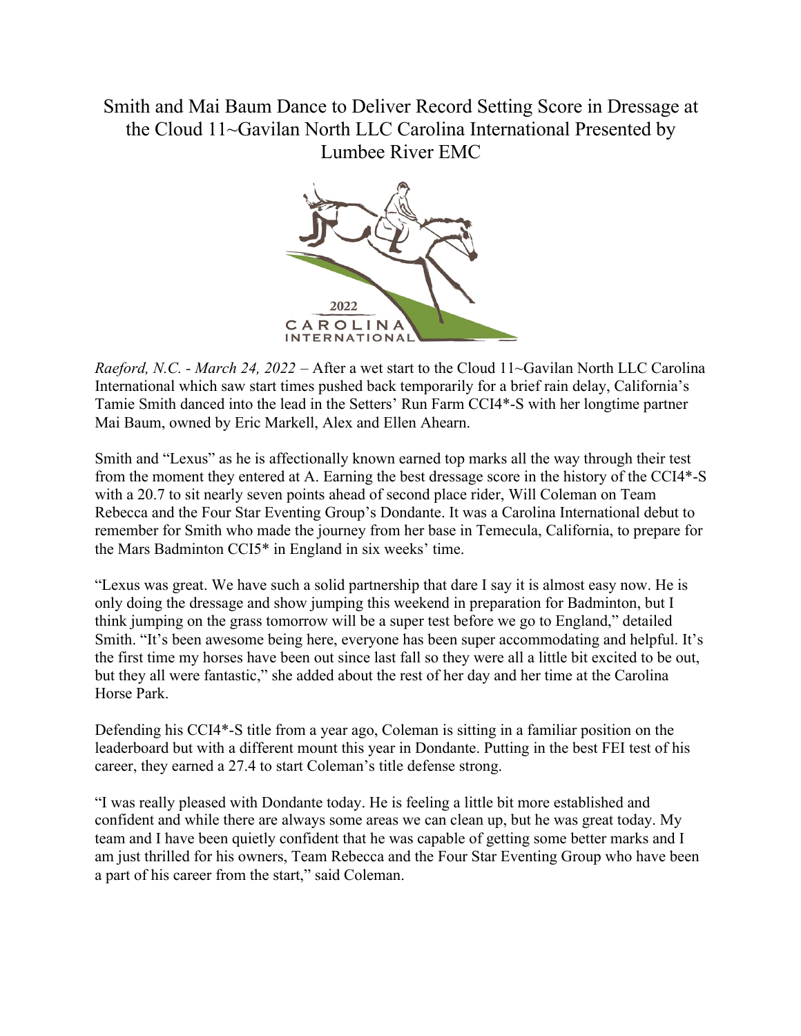# Smith and Mai Baum Dance to Deliver Record Setting Score in Dressage at the Cloud 11~Gavilan North LLC Carolina International Presented by Lumbee River EMC

*Raeford, N.C. - March 24, 2022* – After a wet start to the Cloud 11~Gavilan North LLC Carolina International which saw start times pushed back temporarily for a brief rain delay, California's Tamie Smith danced into the lead in the Setters' Run Farm CCI4*-S with her longtime partner Mai Baum, owned by Eric Markell, Alex and Ellen Ahearn.

Smith and "Lexus" as he is affectionately known earned top marks all the way through their test from the moment they entered at A. Earning the best dressage score in the history of the CCI4*-S with a 20.7 to sit nearly seven points ahead of second place rider, Will Coleman on Team Rebecca and the Four Star Eventing Group's Dondante. It was a Carolina International debut to remember for Smith who made the journey from her base in Temecula, California, to prepare for the Mars Badminton CCI5* in England in six weeks' time.

"Lexus was great. We have such a solid partnership that dare I say it is almost easy now. He is only doing the dressage and show jumping this weekend in preparation for Badminton, but I think jumping on the grass tomorrow will be a super test before we go to England," detailed Smith. "It's been awesome being here, everyone has been super accommodating and helpful. It's the first time my horses have been out since last fall so they were all a little bit excited to be out, but they all were fantastic," she added about the rest of her day and her time at the Carolina Horse Park.

Defending his CCI4*-S title from a year ago, Coleman is sitting in a familiar position on the leaderboard but with a different mount this year in Dondante. Putting in the best FEI test of his career, they earned a 27.4 to start Coleman's title defense strong.

"I was really pleased with Dondante today. He is feeling a little bit more established and confident and while there are always some areas we can clean up, but he was great today. My team and I have been quietly confident that he was capable of getting some better marks and I am just thrilled for his owners, Team Rebecca and the Four Star Eventing Group who have been a part of his career from the start," said Coleman.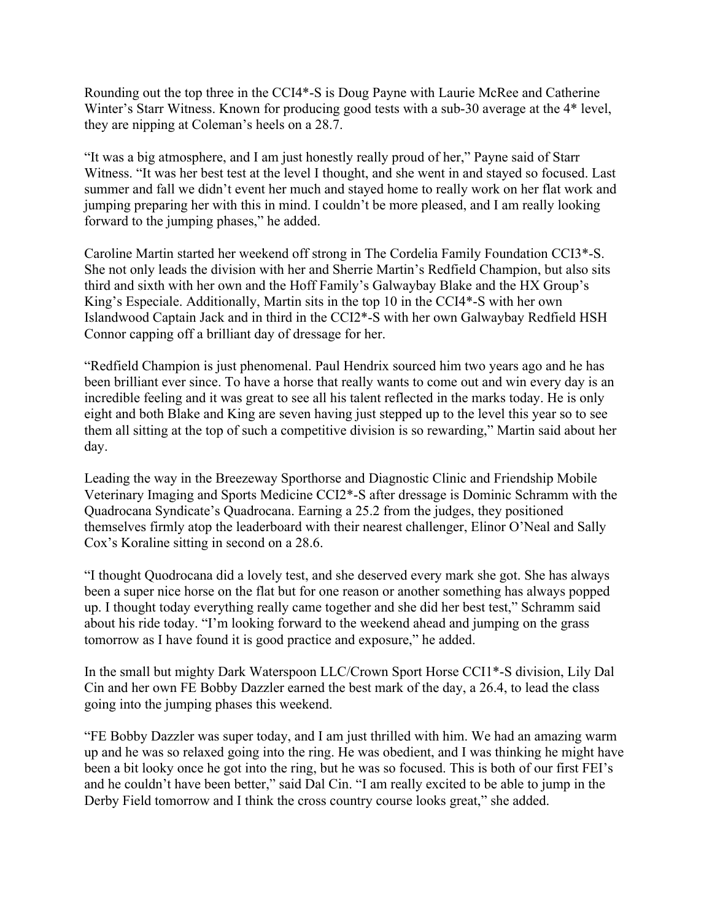Rounding out the top three in the CCI4*-S is Doug Payne with Laurie McRee and Catherine Winter's Starr Witness. Known for producing good tests with a sub-30 average at the 4* level, they are nipping at Coleman's heels on a 28.7.

"It was a big atmosphere, and I am just honestly really proud of her," Payne said of Starr Witness. "It was her best test at the level I thought, and she went in and stayed so focused. Last summer and fall we didn't event her much and stayed home to really work on her flat work and jumping preparing her with this in mind. I couldn't be more pleased, and I am really looking forward to the jumping phases," he added.

Caroline Martin started her weekend off strong in The Cordelia Family Foundation CCI3*-S. She not only leads the division with her and Sherrie Martin's Redfield Champion, but also sits third and sixth with her own and the Hoff Family's Galwaybay Blake and the HX Group's King's Especiale. Additionally, Martin sits in the top 10 in the CCI4*-S with her own Islandwood Captain Jack and in third in the CCI2*-S with her own Galwaybay Redfield HSH Connor capping off a brilliant day of dressage for her.

"Redfield Champion is just phenomenal. Paul Hendrix sourced him two years ago and he has been brilliant ever since. To have a horse that really wants to come out and win every day is an incredible feeling and it was great to see all his talent reflected in the marks today. He is only eight and both Blake and King are seven having just stepped up to the level this year so to see them all sitting at the top of such a competitive division is so rewarding," Martin said about her day.

Leading the way in the Breezeway Sporthorse and Diagnostic Clinic and Friendship Mobile Veterinary Imaging and Sports Medicine CCI2*-S after dressage is Dominic Schramm with the Quadrocana Syndicate's Quadrocana. Earning a 25.2 from the judges, they positioned themselves firmly atop the leaderboard with their nearest challenger, Elinor O'Neal and Sally Cox's Koraline sitting in second on a 28.6.

"I thought Quodrocana did a lovely test, and she deserved every mark she got. She has always been a super nice horse on the flat but for one reason or another something has always popped up. I thought today everything really came together and she did her best test," Schramm said about his ride today. "I'm looking forward to the weekend ahead and jumping on the grass tomorrow as I have found it is good practice and exposure," he added.

In the small but mighty Dark Waterspoon LLC/Crown Sport Horse CCI1*-S division, Lily Dal Cin and her own FE Bobby Dazzler earned the best mark of the day, a 26.4, to lead the class going into the jumping phases this weekend.

"FE Bobby Dazzler was super today, and I am just thrilled with him. We had an amazing warm up and he was so relaxed going into the ring. He was obedient, and I was thinking he might have been a bit looky once he got into the ring, but he was so focused. This is both of our first FEI's and he couldn't have been better," said Dal Cin. "I am really excited to be able to jump in the Derby Field tomorrow and I think the cross country course looks great," she added.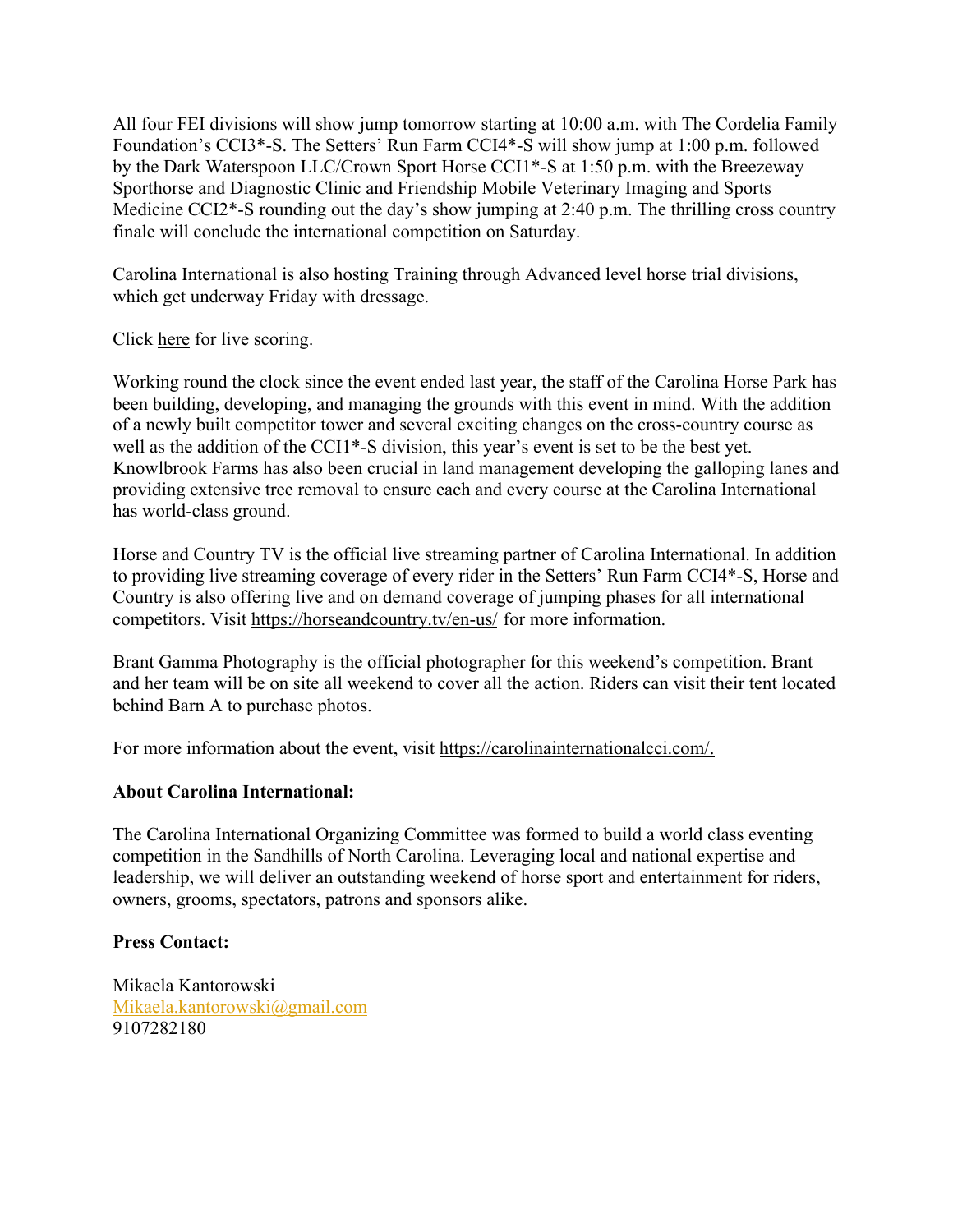All four FEI divisions will show jump tomorrow starting at 10:00 a.m. with The Cordelia Family Foundation's CCI3*-S. The Setters' Run Farm CCI4*-S will show jump at 1:00 p.m. followed by the Dark Waterspoon LLC/Crown Sport Horse CCI1*-S at 1:50 p.m. with the Breezeway Sporthorse and Diagnostic Clinic and Friendship Mobile Veterinary Imaging and Sports Medicine CCI2*-S rounding out the day's show jumping at 2:40 p.m. The thrilling cross country finale will conclude the international competition on Saturday.

Carolina International is also hosting Training through Advanced level horse trial divisions, which get underway Friday with dressage.

Click here for live scoring.

Working round the clock since the event ended last year, the staff of the Carolina Horse Park has been building, developing, and managing the grounds with this event in mind. With the addition of a newly built competitor tower and several exciting changes on the cross-country course as well as the addition of the CCI1*-S division, this year's event is set to be the best yet. Knowlbrook Farms has also been crucial in land management developing the galloping lanes and providing extensive tree removal to ensure each and every course at the Carolina International has world-class ground.

Horse and Country TV is the official live streaming partner of Carolina International. In addition to providing live streaming coverage of every rider in the Setters' Run Farm CCI4*-S, Horse and Country is also offering live and on demand coverage of jumping phases for all international competitors. Visit https://horseandcountry.tv/en-us/ for more information.

Brant Gamma Photography is the official photographer for this weekend's competition. Brant and her team will be on site all weekend to cover all the action. Riders can visit their tent located behind Barn A to purchase photos.

For more information about the event, visit https://carolinainternationalcci.com/.

**About Carolina International:**

The Carolina International Organizing Committee was formed to build a world class eventing competition in the Sandhills of North Carolina. Leveraging local and national expertise and leadership, we will deliver an outstanding weekend of horse sport and entertainment for riders, owners, grooms, spectators, patrons and sponsors alike.

**Press Contact:**

Mikaela Kantorowski
Mikaela.kantorowski@gmail.com
9107282180